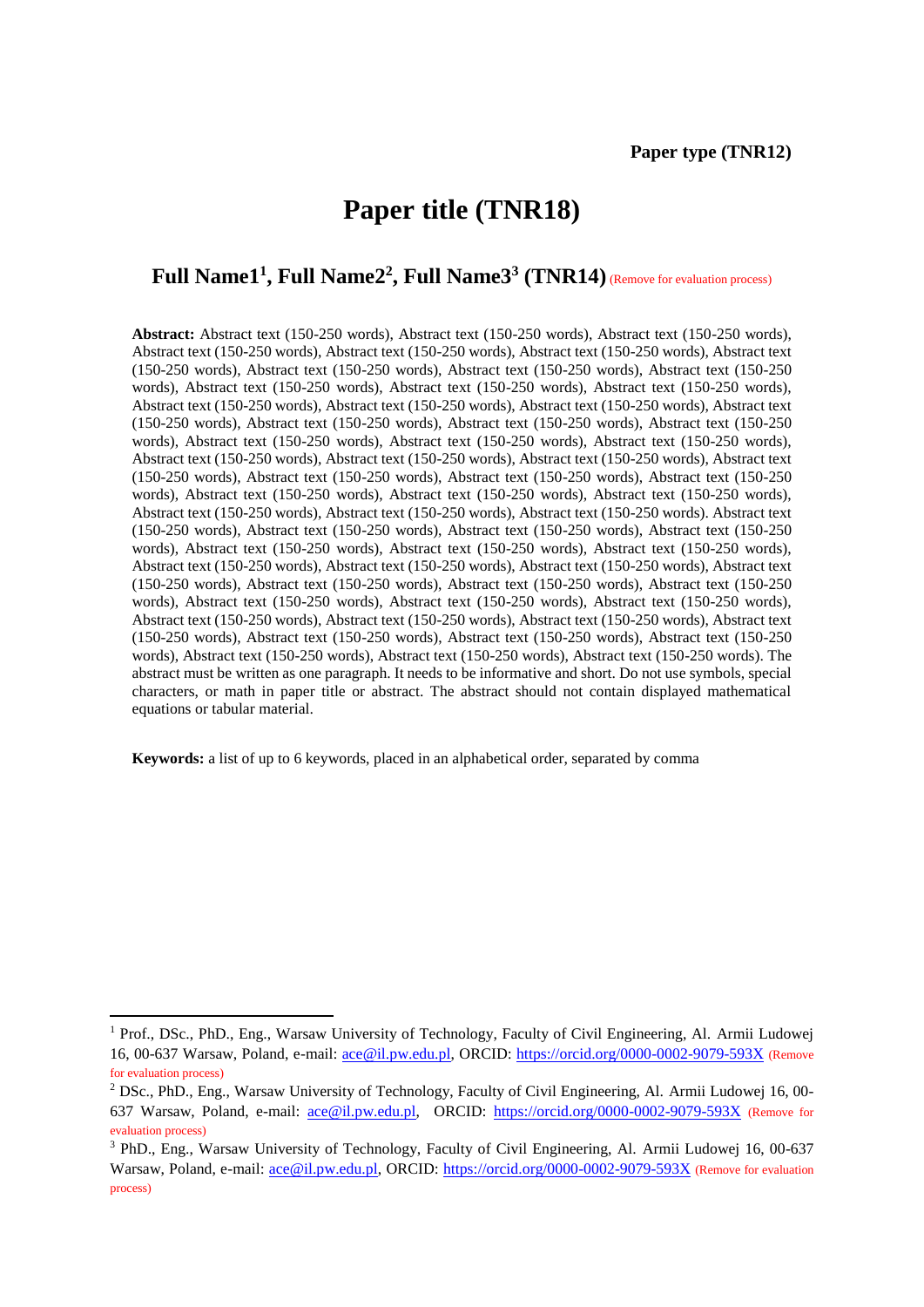**Paper type (TNR12)**

# Paper title (TNR18)

## Full Name1[1], Full Name2[2], Full Name3[3] (TNR14) (Remove for evaluation process)

**Abstract:** Abstract text (150-250 words), Abstract text (150-250 words), Abstract text (150-250 words), Abstract text (150-250 words), Abstract text (150-250 words), Abstract text (150-250 words), Abstract text (150-250 words), Abstract text (150-250 words), Abstract text (150-250 words), Abstract text (150-250 words), Abstract text (150-250 words), Abstract text (150-250 words), Abstract text (150-250 words), Abstract text (150-250 words), Abstract text (150-250 words), Abstract text (150-250 words), Abstract text (150-250 words), Abstract text (150-250 words), Abstract text (150-250 words), Abstract text (150-250 words), Abstract text (150-250 words), Abstract text (150-250 words), Abstract text (150-250 words), Abstract text (150-250 words), Abstract text (150-250 words), Abstract text (150-250 words), Abstract text (150-250 words), Abstract text (150-250 words), Abstract text (150-250 words), Abstract text (150-250 words), Abstract text (150-250 words), Abstract text (150-250 words), Abstract text (150-250 words), Abstract text (150-250 words), Abstract text (150-250 words), Abstract text (150-250 words). Abstract text (150-250 words), Abstract text (150-250 words), Abstract text (150-250 words), Abstract text (150-250 words), Abstract text (150-250 words), Abstract text (150-250 words), Abstract text (150-250 words), Abstract text (150-250 words), Abstract text (150-250 words), Abstract text (150-250 words), Abstract text (150-250 words), Abstract text (150-250 words), Abstract text (150-250 words), Abstract text (150-250 words), Abstract text (150-250 words), Abstract text (150-250 words), Abstract text (150-250 words), Abstract text (150-250 words), Abstract text (150-250 words), Abstract text (150-250 words), Abstract text (150-250 words), Abstract text (150-250 words), Abstract text (150-250 words), Abstract text (150-250 words), Abstract text (150-250 words), Abstract text (150-250 words), Abstract text (150-250 words), Abstract text (150-250 words), Abstract text (150-250 words), Abstract text (150-250 words). The abstract must be written as one paragraph. It needs to be informative and short. Do not use symbols, special characters, or math in paper title or abstract. The abstract should not contain displayed mathematical equations or tabular material.

**Keywords:** a list of up to 6 keywords, placed in an alphabetical order, separated by comma

---

[1] Prof., DSc., PhD., Eng., Warsaw University of Technology, Faculty of Civil Engineering, Al. Armii Ludowej 16, 00-637 Warsaw, Poland, e-mail: ace@il.pw.edu.pl, ORCID: https://orcid.org/0000-0002-9079-593X (Remove for evaluation process)

[2] DSc., PhD., Eng., Warsaw University of Technology, Faculty of Civil Engineering, Al. Armii Ludowej 16, 00-637 Warsaw, Poland, e-mail: ace@il.pw.edu.pl, ORCID: https://orcid.org/0000-0002-9079-593X (Remove for evaluation process)

[3] PhD., Eng., Warsaw University of Technology, Faculty of Civil Engineering, Al. Armii Ludowej 16, 00-637 Warsaw, Poland, e-mail: ace@il.pw.edu.pl, ORCID: https://orcid.org/0000-0002-9079-593X (Remove for evaluation process)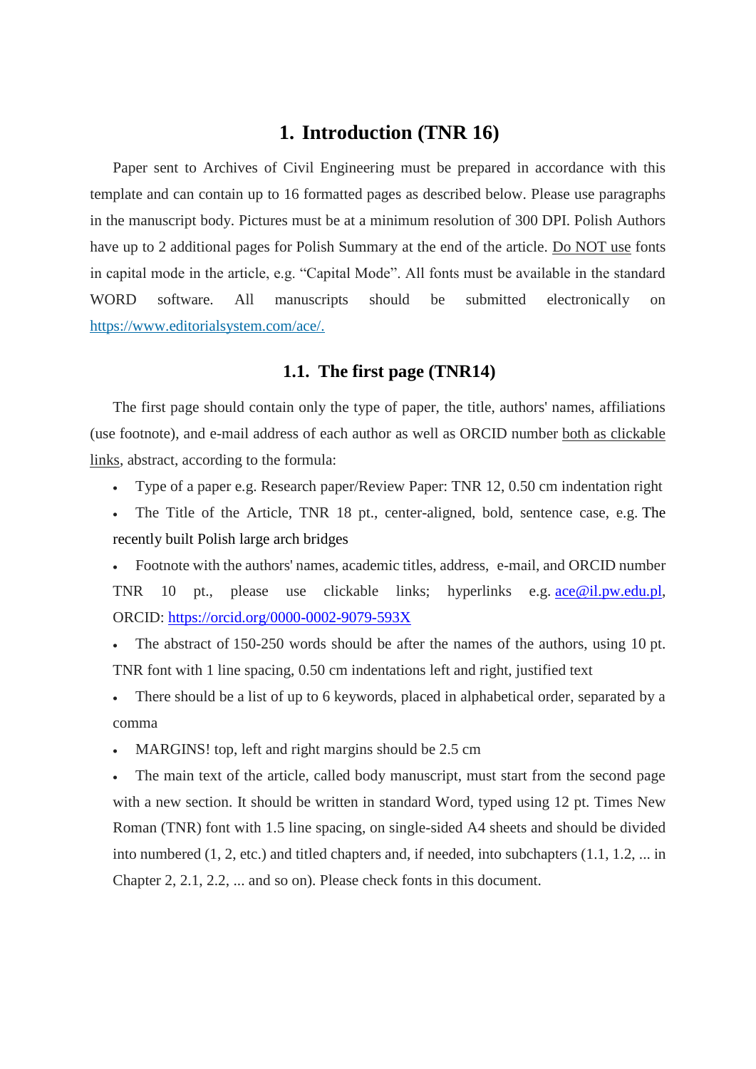# 1. Introduction (TNR 16)

Paper sent to Archives of Civil Engineering must be prepared in accordance with this template and can contain up to 16 formatted pages as described below. Please use paragraphs in the manuscript body. Pictures must be at a minimum resolution of 300 DPI. Polish Authors have up to 2 additional pages for Polish Summary at the end of the article. Do NOT use fonts in capital mode in the article, e.g. "Capital Mode". All fonts must be available in the standard WORD software. All manuscripts should be submitted electronically on https://www.editorialsystem.com/ace/.

## 1.1. The first page (TNR14)

The first page should contain only the type of paper, the title, authors' names, affiliations (use footnote), and e-mail address of each author as well as ORCID number both as clickable links, abstract, according to the formula:

- Type of a paper e.g. Research paper/Review Paper: TNR 12, 0.50 cm indentation right
- The Title of the Article, TNR 18 pt., center-aligned, bold, sentence case, e.g. The recently built Polish large arch bridges
- Footnote with the authors' names, academic titles, address, e-mail, and ORCID number TNR 10 pt., please use clickable links; hyperlinks e.g. ace@il.pw.edu.pl, ORCID: https://orcid.org/0000-0002-9079-593X
- The abstract of 150-250 words should be after the names of the authors, using 10 pt. TNR font with 1 line spacing, 0.50 cm indentations left and right, justified text
- There should be a list of up to 6 keywords, placed in alphabetical order, separated by a comma
- MARGINS! top, left and right margins should be 2.5 cm
- The main text of the article, called body manuscript, must start from the second page with a new section. It should be written in standard Word, typed using 12 pt. Times New Roman (TNR) font with 1.5 line spacing, on single-sided A4 sheets and should be divided into numbered (1, 2, etc.) and titled chapters and, if needed, into subchapters (1.1, 1.2, ... in Chapter 2, 2.1, 2.2, ... and so on). Please check fonts in this document.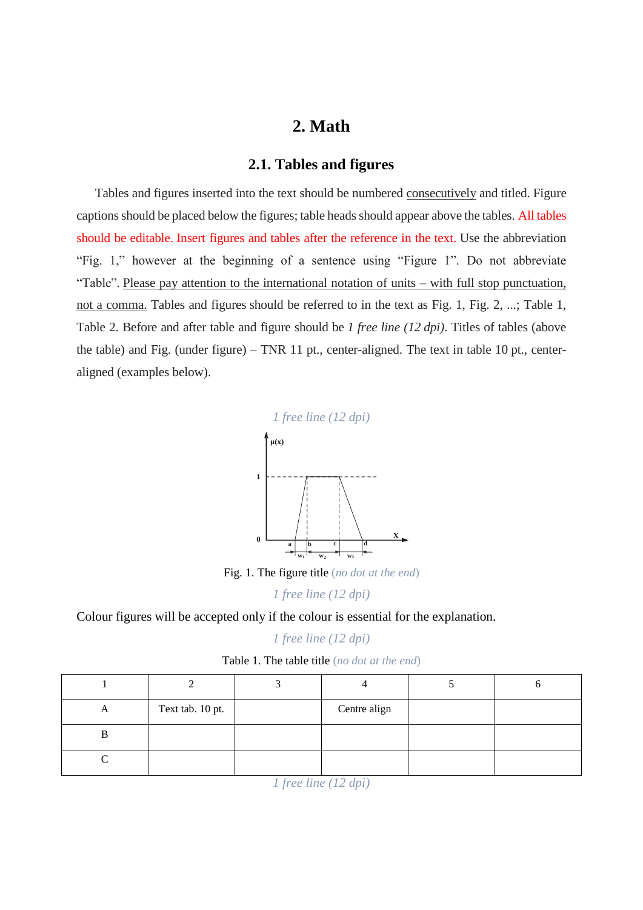# 2. Math

## 2.1. Tables and figures

Tables and figures inserted into the text should be numbered consecutively and titled. Figure captions should be placed below the figures; table heads should appear above the tables. All tables should be editable. Insert figures and tables after the reference in the text. Use the abbreviation "Fig. 1," however at the beginning of a sentence using "Figure 1". Do not abbreviate "Table". Please pay attention to the international notation of units – with full stop punctuation, not a comma. Tables and figures should be referred to in the text as Fig. 1, Fig. 2, ...; Table 1, Table 2. Before and after table and figure should be *1 free line (12 dpi)*. Titles of tables (above the table) and Fig. (under figure) – TNR 11 pt., center-aligned. The text in table 10 pt., center-aligned (examples below).

*1 free line (12 dpi)*

Fig. 1. The figure title (*no dot at the end*)

*1 free line (12 dpi)*

Colour figures will be accepted only if the colour is essential for the explanation.

*1 free line (12 dpi)*

Table 1. The table title (*no dot at the end*)

| 1 | 2 | 3 | 4 | 5 | 6 |
|---|---|---|---|---|---|
| A | Text tab. 10 pt. | | Centre align | | |
| B | | | | | |
| C | | | | | |

*1 free line (12 dpi)*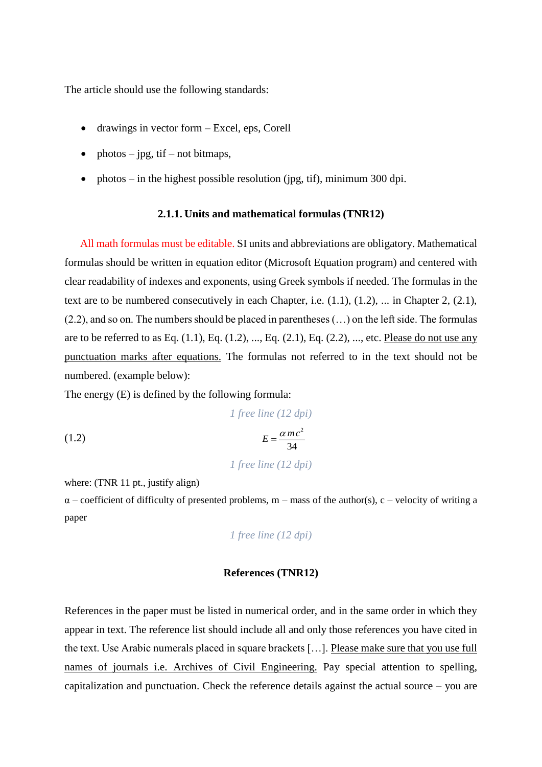The article should use the following standards:

- drawings in vector form – Excel, eps, Corell
- photos – jpg, tif – not bitmaps,
- photos – in the highest possible resolution (jpg, tif), minimum 300 dpi.

### 2.1.1. Units and mathematical formulas (TNR12)

All math formulas must be editable. SI units and abbreviations are obligatory. Mathematical formulas should be written in equation editor (Microsoft Equation program) and centered with clear readability of indexes and exponents, using Greek symbols if needed. The formulas in the text are to be numbered consecutively in each Chapter, i.e. (1.1), (1.2), ... in Chapter 2, (2.1), (2.2), and so on. The numbers should be placed in parentheses (…) on the left side. The formulas are to be referred to as Eq. (1.1), Eq. (1.2), ..., Eq. (2.1), Eq. (2.2), ..., etc. Please do not use any punctuation marks after equations. The formulas not referred to in the text should not be numbered. (example below):

The energy (E) is defined by the following formula:

*1 free line (12 dpi)*

(1.2)
$$E = \frac{\alpha m c^2}{34}$$

*1 free line (12 dpi)*

where: (TNR 11 pt., justify align)

α – coefficient of difficulty of presented problems, m – mass of the author(s), c – velocity of writing a paper

*1 free line (12 dpi)*

### References (TNR12)

References in the paper must be listed in numerical order, and in the same order in which they appear in text. The reference list should include all and only those references you have cited in the text. Use Arabic numerals placed in square brackets […]. Please make sure that you use full names of journals i.e. Archives of Civil Engineering. Pay special attention to spelling, capitalization and punctuation. Check the reference details against the actual source – you are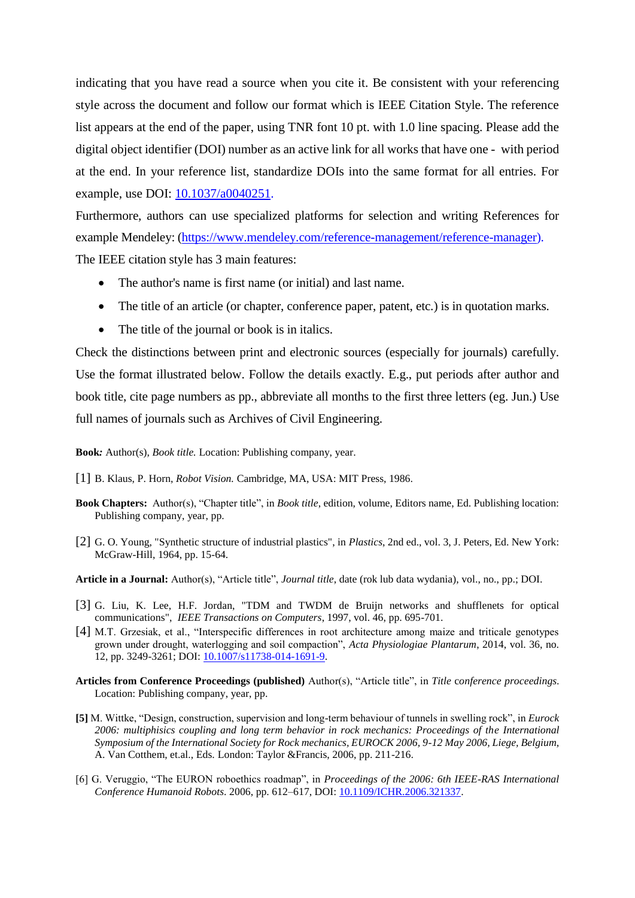indicating that you have read a source when you cite it. Be consistent with your referencing style across the document and follow our format which is IEEE Citation Style. The reference list appears at the end of the paper, using TNR font 10 pt. with 1.0 line spacing. Please add the digital object identifier (DOI) number as an active link for all works that have one - with period at the end. In your reference list, standardize DOIs into the same format for all entries. For example, use DOI: [10.1037/a0040251](https://doi.org/10.1037/a0040251).

Furthermore, authors can use specialized platforms for selection and writing References for example Mendeley: ([https://www.mendeley.com/reference-management/reference-manager](https://www.mendeley.com/reference-management/reference-manager)).

The IEEE citation style has 3 main features:

- The author's name is first name (or initial) and last name.
- The title of an article (or chapter, conference paper, patent, etc.) is in quotation marks.
- The title of the journal or book is in italics.

Check the distinctions between print and electronic sources (especially for journals) carefully. Use the format illustrated below. Follow the details exactly. E.g., put periods after author and book title, cite page numbers as pp., abbreviate all months to the first three letters (eg. Jun.) Use full names of journals such as Archives of Civil Engineering.

**Book:** Author(s), *Book title.* Location: Publishing company, year.

[1] B. Klaus, P. Horn, *Robot Vision.* Cambridge, MA, USA: MIT Press, 1986.

**Book Chapters:** Author(s), "Chapter title", in *Book title*, edition, volume, Editors name, Ed. Publishing location: Publishing company, year, pp.

[2] G. O. Young, "Synthetic structure of industrial plastics", in *Plastics*, 2nd ed., vol. 3, J. Peters, Ed. New York: McGraw-Hill, 1964, pp. 15-64.

**Article in a Journal:** Author(s), "Article title", *Journal title*, date (rok lub data wydania), vol., no., pp.; DOI.

[3] G. Liu, K. Lee, H.F. Jordan, "TDM and TWDM de Bruijn networks and shufflenets for optical communications", *IEEE Transactions on Computers*, 1997, vol. 46, pp. 695-701.

[4] M.T. Grzesiak, et al., "Interspecific differences in root architecture among maize and triticale genotypes grown under drought, waterlogging and soil compaction", *Acta Physiologiae Plantarum*, 2014, vol. 36, no. 12, pp. 3249-3261; DOI: [10.1007/s11738-014-1691-9](https://doi.org/10.1007/s11738-014-1691-9).

**Articles from Conference Proceedings (published)** Author(s), "Article title", in *Title conference proceedings.* Location: Publishing company, year, pp.

**[5]** M. Wittke, "Design, construction, supervision and long-term behaviour of tunnels in swelling rock", in *Eurock 2006: multiphisics coupling and long term behavior in rock mechanics: Proceedings of the International Symposium of the International Society for Rock mechanics, EUROCK 2006, 9-12 May 2006, Liege, Belgium,* A. Van Cotthem, et.al., Eds. London: Taylor &Francis, 2006, pp. 211-216.

[6] G. Veruggio, "The EURON roboethics roadmap", in *Proceedings of the 2006: 6th IEEE-RAS International Conference Humanoid Robots*. 2006, pp. 612–617, DOI: [10.1109/ICHR.2006.321337](https://doi.org/10.1109/ICHR.2006.321337).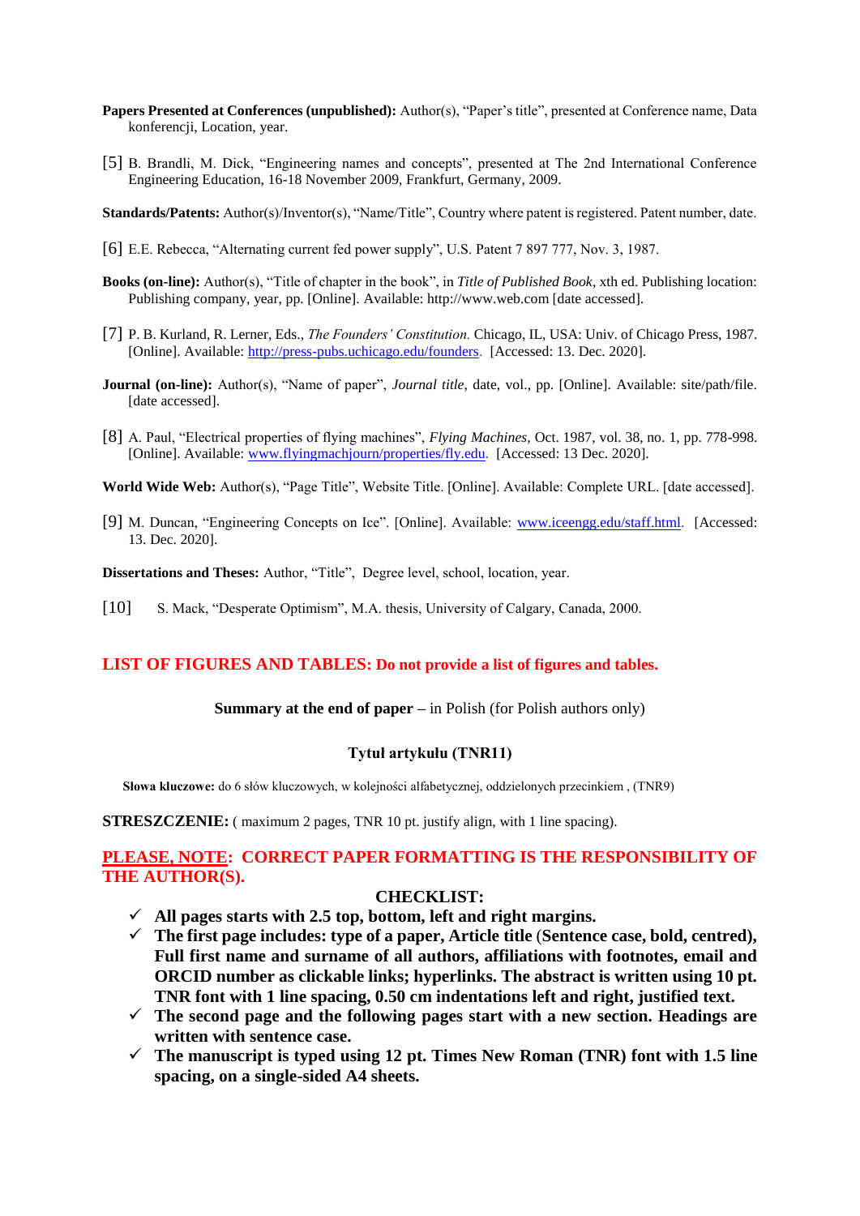**Papers Presented at Conferences (unpublished):** Author(s), "Paper's title", presented at Conference name, Data konferencji, Location, year.

[5] B. Brandli, M. Dick, "Engineering names and concepts", presented at The 2nd International Conference Engineering Education, 16-18 November 2009, Frankfurt, Germany, 2009.

**Standards/Patents:** Author(s)/Inventor(s), "Name/Title", Country where patent is registered. Patent number, date.

[6] E.E. Rebecca, "Alternating current fed power supply", U.S. Patent 7 897 777, Nov. 3, 1987.

**Books (on-line):** Author(s), "Title of chapter in the book", in *Title of Published Book*, xth ed. Publishing location: Publishing company, year, pp. [Online]. Available: http://www.web.com [date accessed].

[7] P. B. Kurland, R. Lerner, Eds., *The Founders' Constitution.* Chicago, IL, USA: Univ. of Chicago Press, 1987. [Online]. Available: [http://press-pubs.uchicago.edu/founders](http://press-pubs.uchicago.edu/founders). [Accessed: 13. Dec. 2020].

**Journal (on-line):** Author(s), "Name of paper", *Journal title*, date, vol., pp. [Online]. Available: site/path/file. [date accessed].

[8] A. Paul, "Electrical properties of flying machines", *Flying Machines,* Oct. 1987, vol. 38, no. 1, pp. 778-998. [Online]. Available: [www.flyingmachjourn/properties/fly.edu](www.flyingmachjourn/properties/fly.edu). [Accessed: 13 Dec. 2020].

**World Wide Web:** Author(s), "Page Title", Website Title. [Online]. Available: Complete URL. [date accessed].

[9] M. Duncan, "Engineering Concepts on Ice". [Online]. Available: [www.iceengg.edu/staff.html](www.iceengg.edu/staff.html). [Accessed: 13. Dec. 2020].

**Dissertations and Theses:** Author, "Title", Degree level, school, location, year.

[10] S. Mack, "Desperate Optimism", M.A. thesis, University of Calgary, Canada, 2000.

## LIST OF FIGURES AND TABLES: Do not provide a list of figures and tables.

**Summary at the end of paper –** in Polish (for Polish authors only)

**Tytuł artykułu (TNR11)**

**Słowa kluczowe:** do 6 słów kluczowych, w kolejności alfabetycznej, oddzielonych przecinkiem , (TNR9)

**STRESZCZENIE:** ( maximum 2 pages, TNR 10 pt. justify align, with 1 line spacing).

**PLEASE, NOTE: CORRECT PAPER FORMATTING IS THE RESPONSIBILITY OF THE AUTHOR(S).**

**CHECKLIST:**

- ✓ **All pages starts with 2.5 top, bottom, left and right margins.**
- ✓ **The first page includes: type of a paper, Article title (Sentence case, bold, centred), Full first name and surname of all authors, affiliations with footnotes, email and ORCID number as clickable links; hyperlinks. The abstract is written using 10 pt. TNR font with 1 line spacing, 0.50 cm indentations left and right, justified text.**
- ✓ **The second page and the following pages start with a new section. Headings are written with sentence case.**
- ✓ **The manuscript is typed using 12 pt. Times New Roman (TNR) font with 1.5 line spacing, on a single-sided A4 sheets.**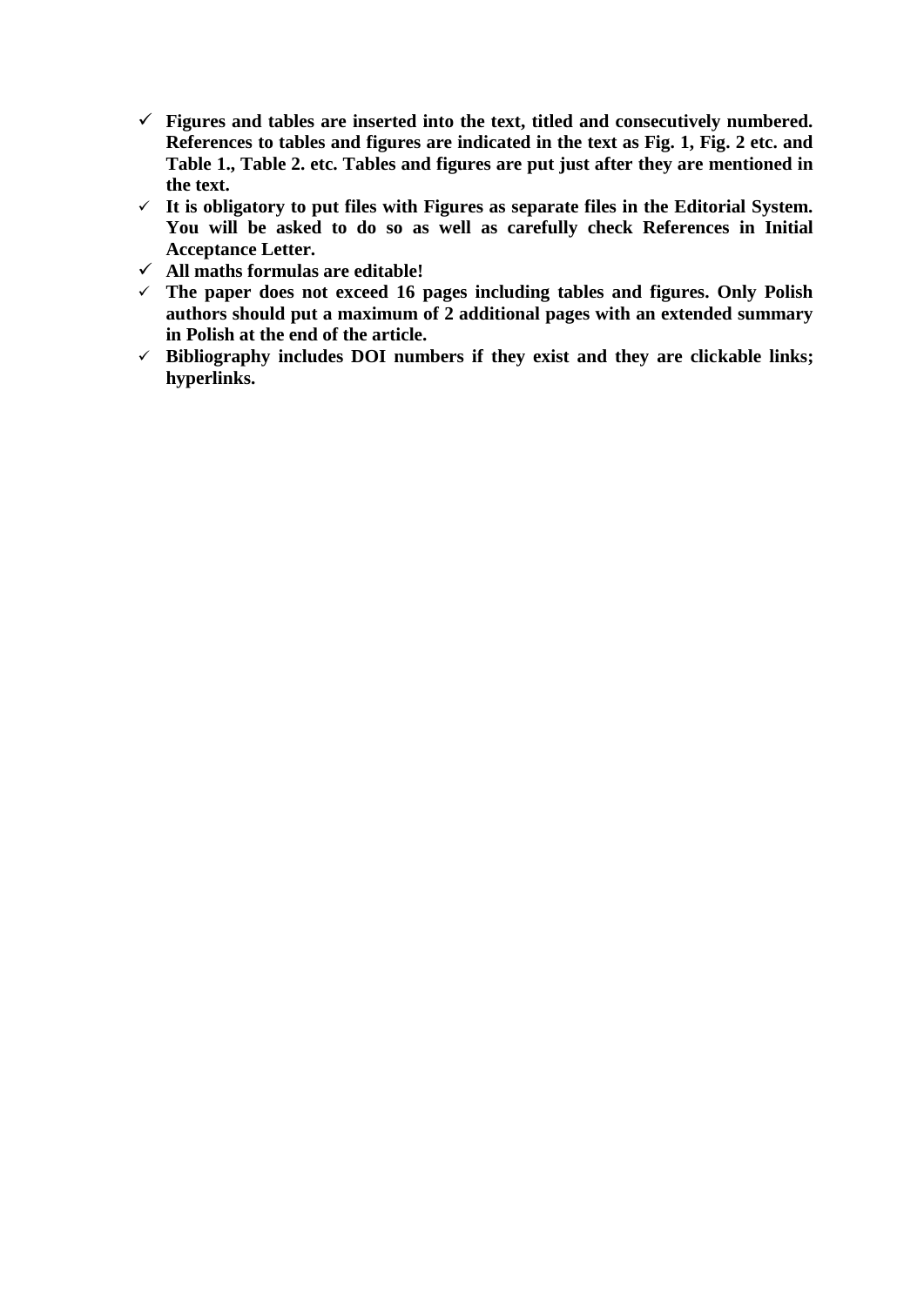- ✓ **Figures and tables are inserted into the text, titled and consecutively numbered. References to tables and figures are indicated in the text as Fig. 1, Fig. 2 etc. and Table 1., Table 2. etc. Tables and figures are put just after they are mentioned in the text.**
- ✓ **It is obligatory to put files with Figures as separate files in the Editorial System. You will be asked to do so as well as carefully check References in Initial Acceptance Letter.**
- ✓ **All maths formulas are editable!**
- ✓ **The paper does not exceed 16 pages including tables and figures. Only Polish authors should put a maximum of 2 additional pages with an extended summary in Polish at the end of the article.**
- ✓ **Bibliography includes DOI numbers if they exist and they are clickable links; hyperlinks.**